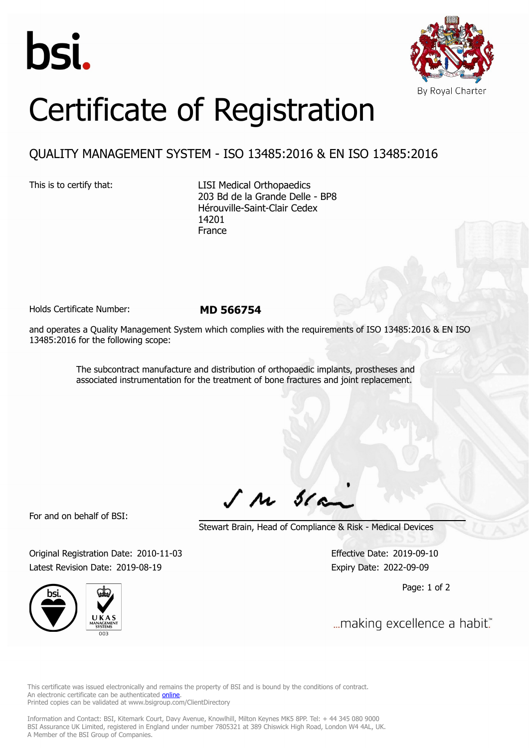bsi.

By Royal Charter

# Certificate of Registration

## QUALITY MANAGEMENT SYSTEM - ISO 13485:2016 & EN ISO 13485:2016

This is to certify that:

LISI Medical Orthopaedics
203 Bd de la Grande Delle - BP8
Hérouville-Saint-Clair Cedex
14201
France

Holds Certificate Number: **MD 566754**

and operates a Quality Management System which complies with the requirements of ISO 13485:2016 & EN ISO 13485:2016 for the following scope:

> The subcontract manufacture and distribution of orthopaedic implants, prostheses and associated instrumentation for the treatment of bone fractures and joint replacement.

For and on behalf of BSI:

Stewart Brain, Head of Compliance & Risk - Medical Devices

Original Registration Date: 2010-11-03
Latest Revision Date: 2019-08-19

Effective Date: 2019-09-10
Expiry Date: 2022-09-09

...making excellence a habit.™

This certificate was issued electronically and remains the property of BSI and is bound by the conditions of contract.
An electronic certificate can be authenticated online.
Printed copies can be validated at www.bsigroup.com/ClientDirectory

Information and Contact: BSI, Kitemark Court, Davy Avenue, Knowlhill, Milton Keynes MK5 8PP. Tel: + 44 345 080 9000
BSI Assurance UK Limited, registered in England under number 7805321 at 389 Chiswick High Road, London W4 4AL, UK.
A Member of the BSI Group of Companies.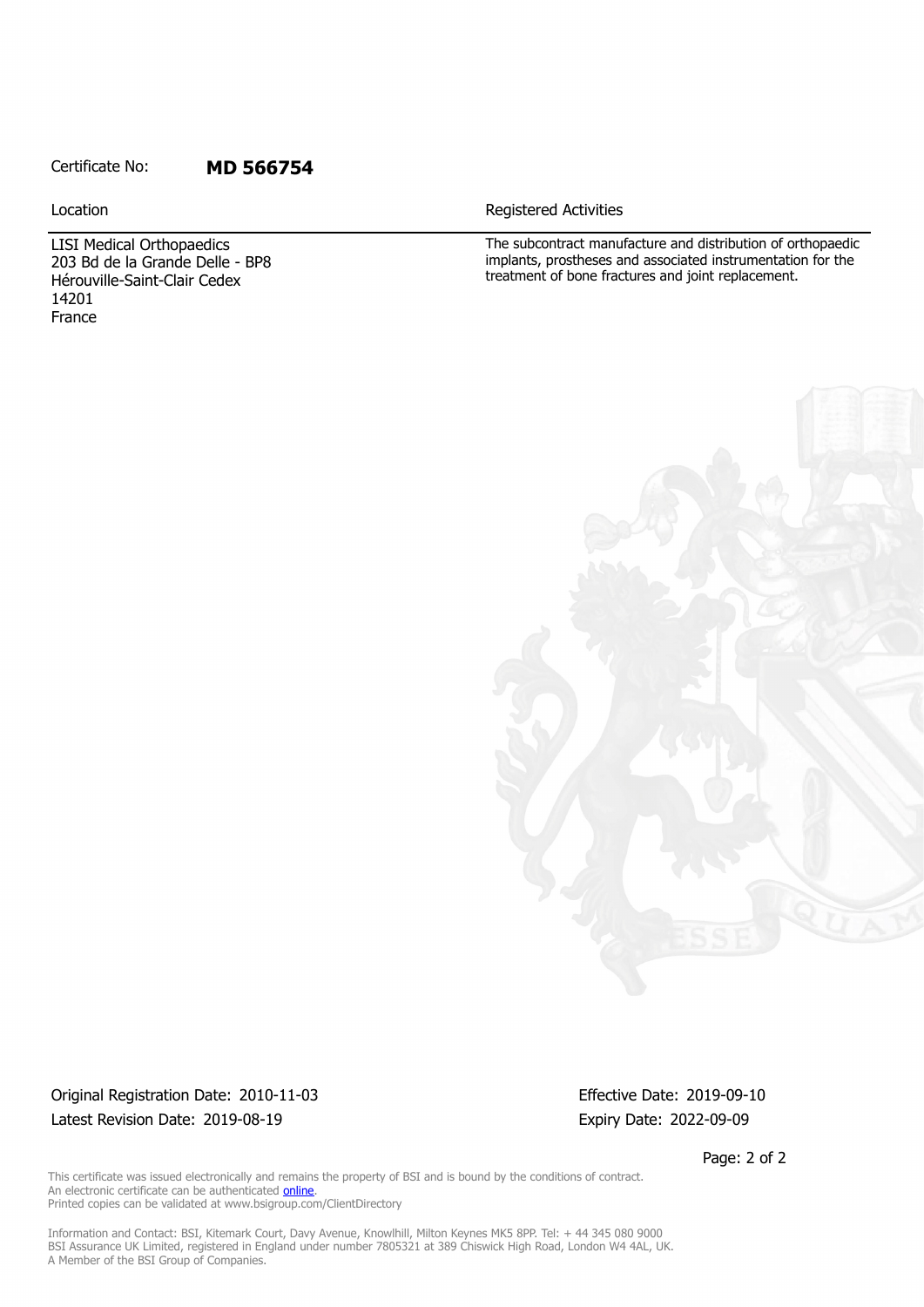Certificate No: **MD 566754**

| Location | Registered Activities |
| --- | --- |
| LISI Medical Orthopaedics<br>203 Bd de la Grande Delle - BP8<br>Hérouville-Saint-Clair Cedex<br>14201<br>France | The subcontract manufacture and distribution of orthopaedic implants, prostheses and associated instrumentation for the treatment of bone fractures and joint replacement. |

Original Registration Date: 2010-11-03

Latest Revision Date: 2019-08-19

Effective Date: 2019-09-10

Expiry Date: 2022-09-09

This certificate was issued electronically and remains the property of BSI and is bound by the conditions of contract.
An electronic certificate can be authenticated online.
Printed copies can be validated at www.bsigroup.com/ClientDirectory

Information and Contact: BSI, Kitemark Court, Davy Avenue, Knowlhill, Milton Keynes MK5 8PP. Tel: + 44 345 080 9000
BSI Assurance UK Limited, registered in England under number 7805321 at 389 Chiswick High Road, London W4 4AL, UK.
A Member of the BSI Group of Companies.